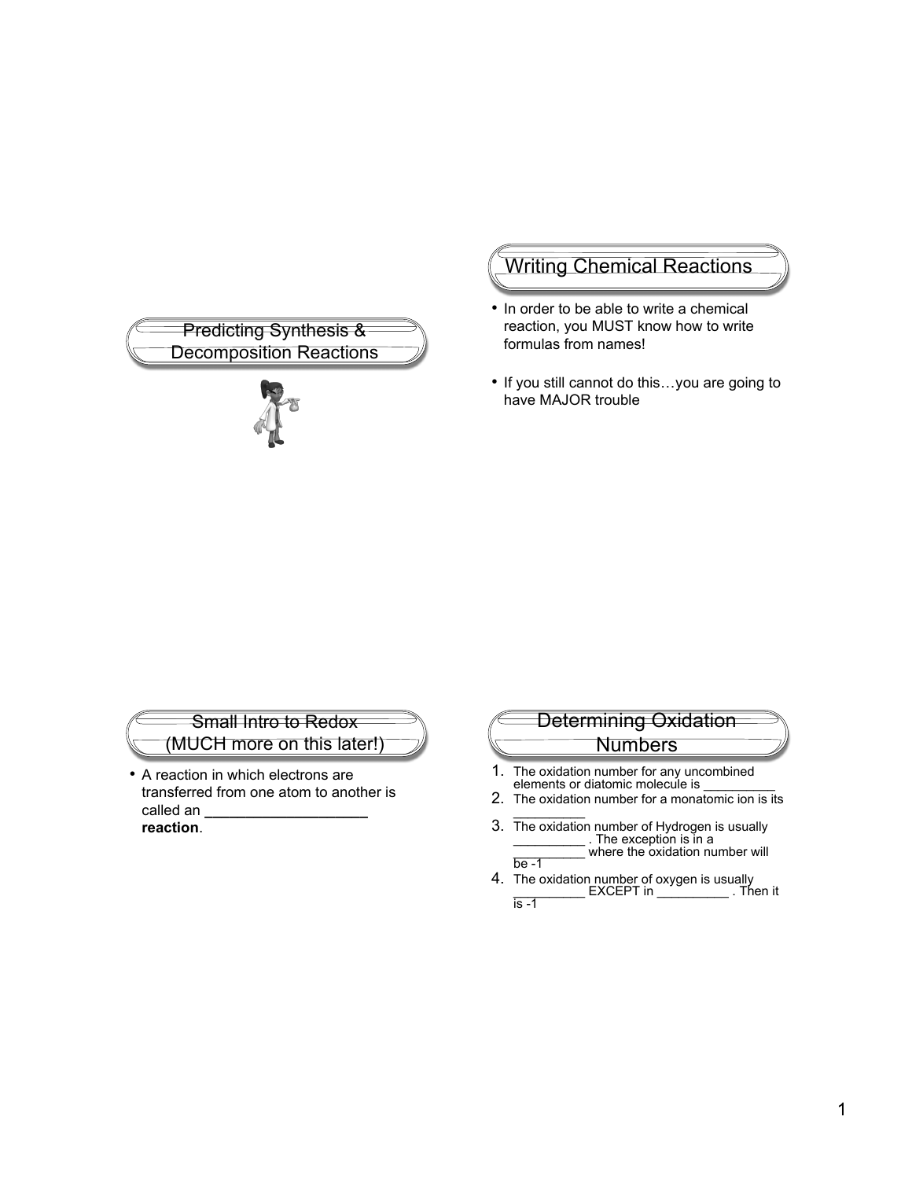## Predicting Synthesis & Decomposition Reactions

## Writing Chemical Reactions

- In order to be able to write a chemical reaction, you MUST know how to write formulas from names!
- If you still cannot do this…you are going to have MAJOR trouble

## Small Intro to Redox (MUCH more on this later!)

- A reaction in which electrons are transferred from one atom to another is called an ___________________ **reaction**.

## Determining Oxidation Numbers

1. The oxidation number for any uncombined elements or diatomic molecule is _________
2. The oxidation number for a monatomic ion is its _________
3. The oxidation number of Hydrogen is usually _________ . The exception is in a _________ where the oxidation number will be -1
4. The oxidation number of oxygen is usually _________ EXCEPT in _________ . Then it is -1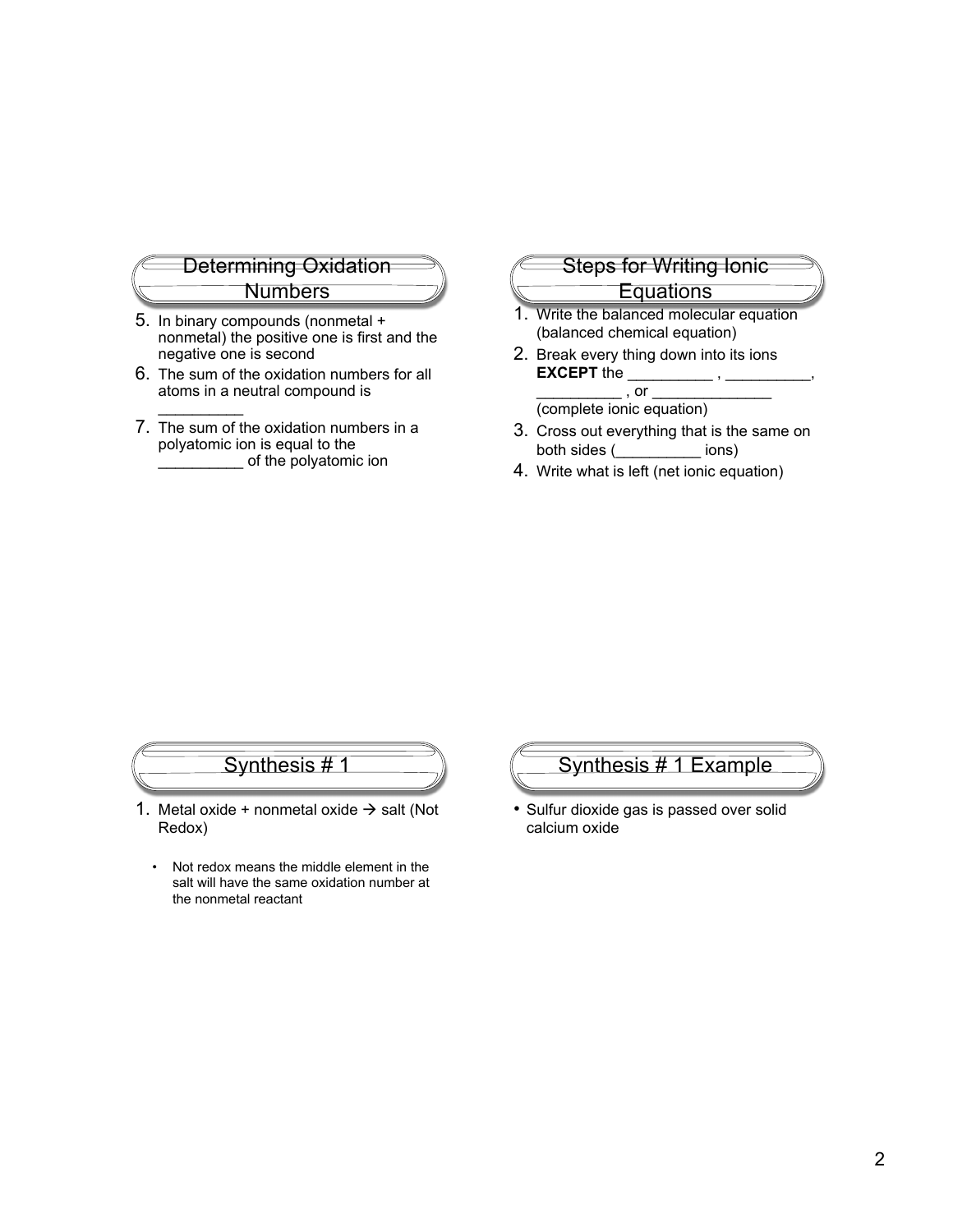## Determining Oxidation Numbers

5. In binary compounds (nonmetal + nonmetal) the positive one is first and the negative one is second
6. The sum of the oxidation numbers for all atoms in a neutral compound is __________
7. The sum of the oxidation numbers in a polyatomic ion is equal to the __________ of the polyatomic ion

## Steps for Writing Ionic Equations

1. Write the balanced molecular equation (balanced chemical equation)
2. Break every thing down into its ions **EXCEPT** the __________ , __________, __________ , or ______________ (complete ionic equation)
3. Cross out everything that is the same on both sides (__________ ions)
4. Write what is left (net ionic equation)

## Synthesis # 1

1. Metal oxide + nonmetal oxide → salt (Not Redox)
   - Not redox means the middle element in the salt will have the same oxidation number at the nonmetal reactant

## Synthesis # 1 Example

- Sulfur dioxide gas is passed over solid calcium oxide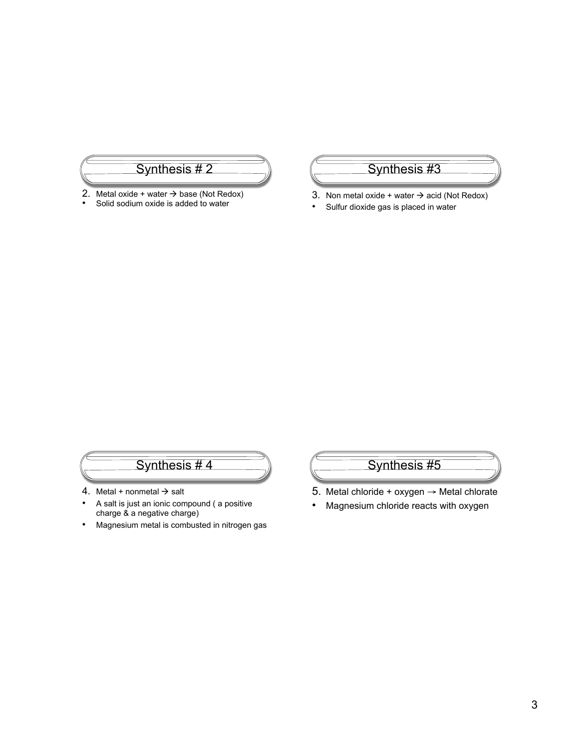## Synthesis # 2

2. Metal oxide + water → base (Not Redox)

- Solid sodium oxide is added to water

## Synthesis #3

3. Non metal oxide + water → acid (Not Redox)

- Sulfur dioxide gas is placed in water

## Synthesis # 4

4. Metal + nonmetal → salt

- A salt is just an ionic compound ( a positive charge & a negative charge)
- Magnesium metal is combusted in nitrogen gas

## Synthesis #5

5. Metal chloride + oxygen → Metal chlorate

- Magnesium chloride reacts with oxygen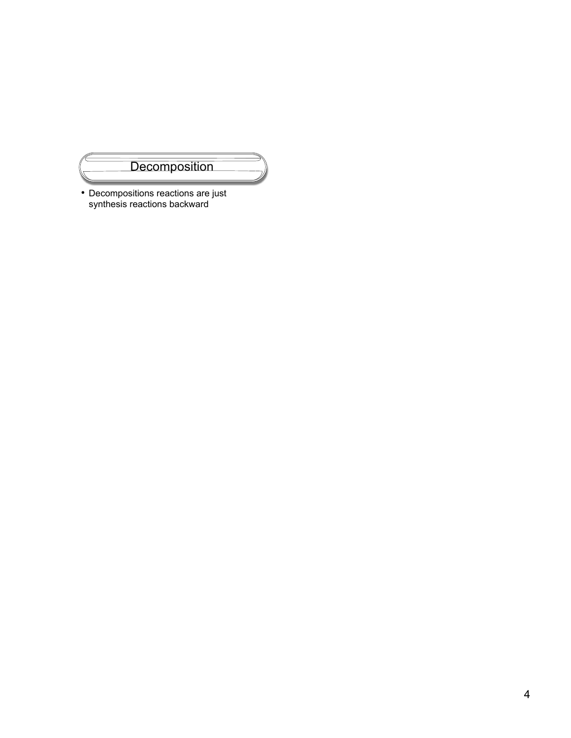## Decomposition

- Decompositions reactions are just synthesis reactions backward